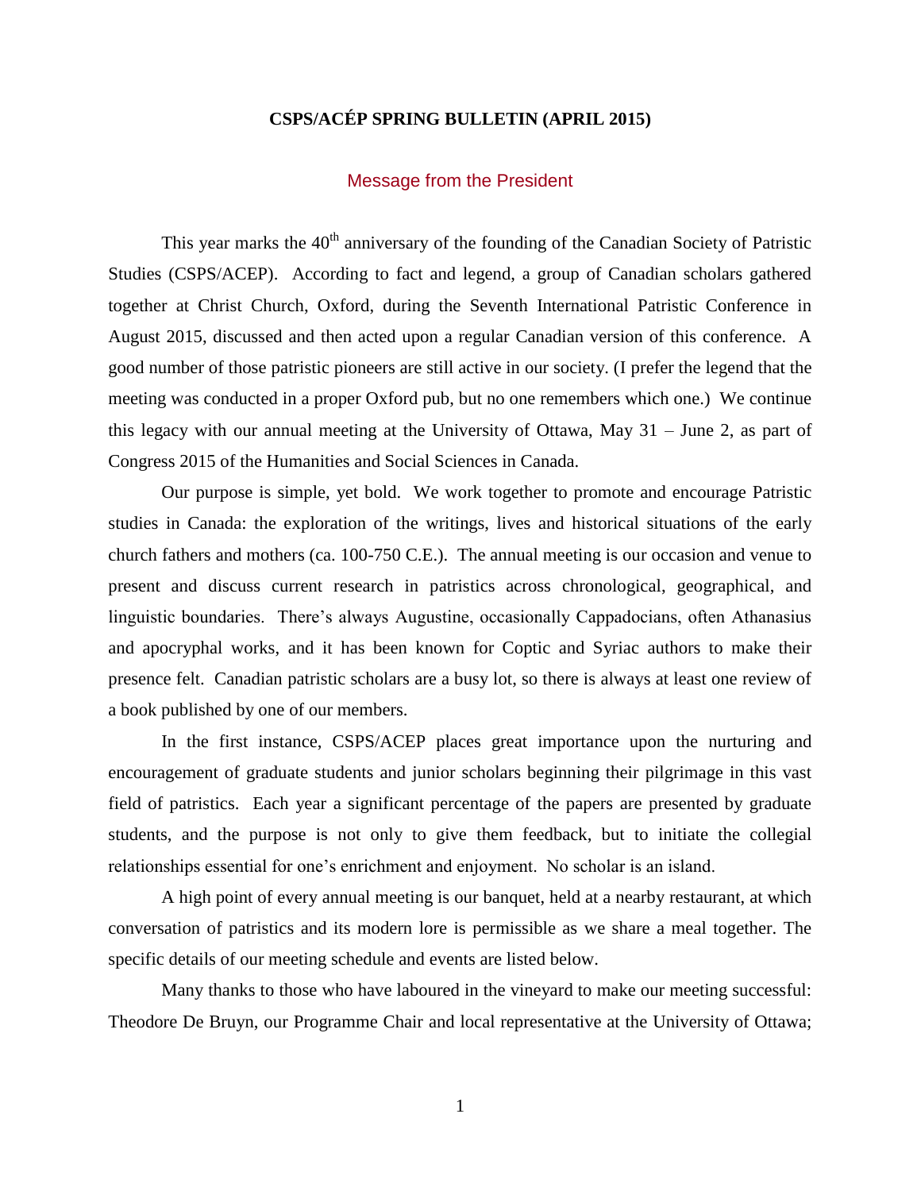# CSPS/ACÉP SPRING BULLETIN (APRIL 2015)

## Message from the President

This year marks the 40th anniversary of the founding of the Canadian Society of Patristic Studies (CSPS/ACEP). According to fact and legend, a group of Canadian scholars gathered together at Christ Church, Oxford, during the Seventh International Patristic Conference in August 2015, discussed and then acted upon a regular Canadian version of this conference. A good number of those patristic pioneers are still active in our society. (I prefer the legend that the meeting was conducted in a proper Oxford pub, but no one remembers which one.) We continue this legacy with our annual meeting at the University of Ottawa, May 31 – June 2, as part of Congress 2015 of the Humanities and Social Sciences in Canada.

Our purpose is simple, yet bold. We work together to promote and encourage Patristic studies in Canada: the exploration of the writings, lives and historical situations of the early church fathers and mothers (ca. 100-750 C.E.). The annual meeting is our occasion and venue to present and discuss current research in patristics across chronological, geographical, and linguistic boundaries. There's always Augustine, occasionally Cappadocians, often Athanasius and apocryphal works, and it has been known for Coptic and Syriac authors to make their presence felt. Canadian patristic scholars are a busy lot, so there is always at least one review of a book published by one of our members.

In the first instance, CSPS/ACEP places great importance upon the nurturing and encouragement of graduate students and junior scholars beginning their pilgrimage in this vast field of patristics. Each year a significant percentage of the papers are presented by graduate students, and the purpose is not only to give them feedback, but to initiate the collegial relationships essential for one's enrichment and enjoyment. No scholar is an island.

A high point of every annual meeting is our banquet, held at a nearby restaurant, at which conversation of patristics and its modern lore is permissible as we share a meal together. The specific details of our meeting schedule and events are listed below.

Many thanks to those who have laboured in the vineyard to make our meeting successful: Theodore De Bruyn, our Programme Chair and local representative at the University of Ottawa;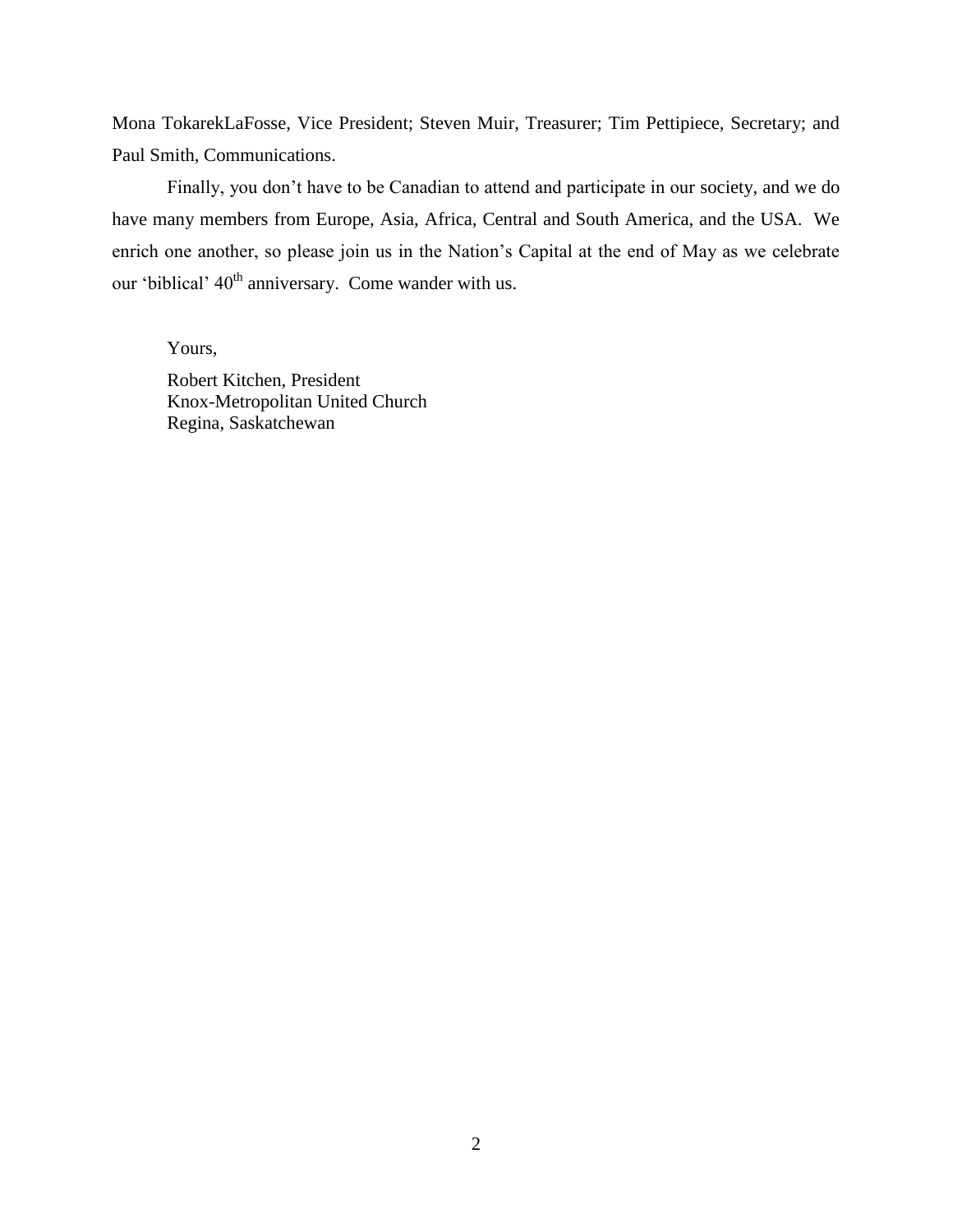Mona TokarekLaFosse, Vice President; Steven Muir, Treasurer; Tim Pettipiece, Secretary; and Paul Smith, Communications.

Finally, you don't have to be Canadian to attend and participate in our society, and we do have many members from Europe, Asia, Africa, Central and South America, and the USA. We enrich one another, so please join us in the Nation's Capital at the end of May as we celebrate our 'biblical' 40th anniversary. Come wander with us.

Yours,

Robert Kitchen, President
Knox-Metropolitan United Church
Regina, Saskatchewan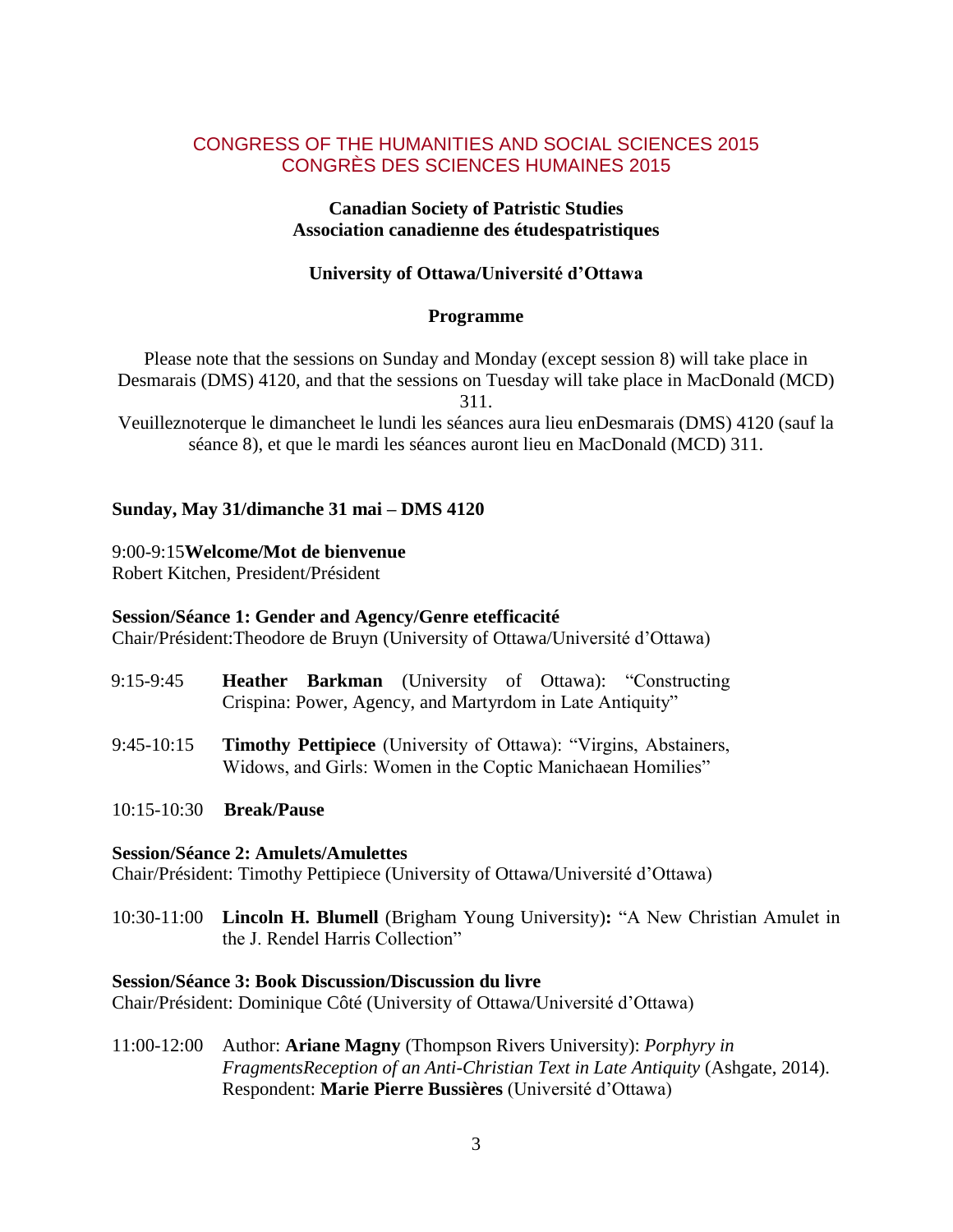CONGRESS OF THE HUMANITIES AND SOCIAL SCIENCES 2015
CONGRÈS DES SCIENCES HUMAINES 2015

**Canadian Society of Patristic Studies**
**Association canadienne des étudespatristiques**

**University of Ottawa/Université d'Ottawa**

**Programme**

Please note that the sessions on Sunday and Monday (except session 8) will take place in Desmarais (DMS) 4120, and that the sessions on Tuesday will take place in MacDonald (MCD) 311.
Veuilleznoterque le dimancheet le lundi les séances aura lieu enDesmarais (DMS) 4120 (sauf la séance 8), et que le mardi les séances auront lieu en MacDonald (MCD) 311.

**Sunday, May 31/dimanche 31 mai – DMS 4120**

9:00-9:15**Welcome/Mot de bienvenue**
Robert Kitchen, President/Président

**Session/Séance 1: Gender and Agency/Genre etefficacité**
Chair/Président:Theodore de Bruyn (University of Ottawa/Université d'Ottawa)

9:15-9:45 **Heather Barkman** (University of Ottawa): "Constructing Crispina: Power, Agency, and Martyrdom in Late Antiquity"

9:45-10:15 **Timothy Pettipiece** (University of Ottawa): "Virgins, Abstainers, Widows, and Girls: Women in the Coptic Manichaean Homilies"

10:15-10:30 **Break/Pause**

**Session/Séance 2: Amulets/Amulettes**
Chair/Président: Timothy Pettipiece (University of Ottawa/Université d'Ottawa)

10:30-11:00 **Lincoln H. Blumell** (Brigham Young University)**:** "A New Christian Amulet in the J. Rendel Harris Collection"

**Session/Séance 3: Book Discussion/Discussion du livre**
Chair/Président: Dominique Côté (University of Ottawa/Université d'Ottawa)

11:00-12:00 Author: **Ariane Magny** (Thompson Rivers University): *Porphyry in FragmentsReception of an Anti-Christian Text in Late Antiquity* (Ashgate, 2014).
Respondent: **Marie Pierre Bussières** (Université d'Ottawa)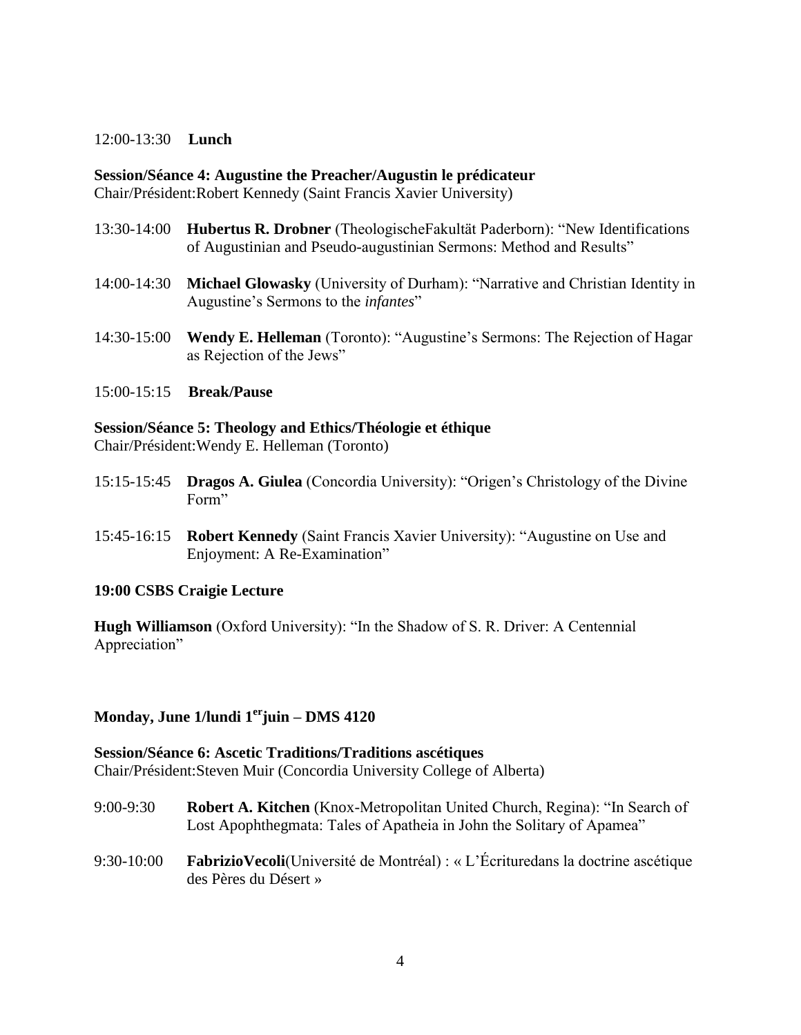12:00-13:30 **Lunch**

**Session/Séance 4: Augustine the Preacher/Augustin le prédicateur**
Chair/Président:Robert Kennedy (Saint Francis Xavier University)

13:30-14:00 **Hubertus R. Drobner** (TheologischeFakultät Paderborn): "New Identifications of Augustinian and Pseudo-augustinian Sermons: Method and Results"

14:00-14:30 **Michael Glowasky** (University of Durham): "Narrative and Christian Identity in Augustine's Sermons to the *infantes*"

14:30-15:00 **Wendy E. Helleman** (Toronto): "Augustine's Sermons: The Rejection of Hagar as Rejection of the Jews"

15:00-15:15 **Break/Pause**

**Session/Séance 5: Theology and Ethics/Théologie et éthique**
Chair/Président:Wendy E. Helleman (Toronto)

15:15-15:45 **Dragos A. Giulea** (Concordia University): "Origen's Christology of the Divine Form"

15:45-16:15 **Robert Kennedy** (Saint Francis Xavier University): "Augustine on Use and Enjoyment: A Re-Examination"

**19:00 CSBS Craigie Lecture**

**Hugh Williamson** (Oxford University): "In the Shadow of S. R. Driver: A Centennial Appreciation"

## Monday, June 1/lundi 1er juin – DMS 4120

**Session/Séance 6: Ascetic Traditions/Traditions ascétiques**
Chair/Président:Steven Muir (Concordia University College of Alberta)

9:00-9:30 **Robert A. Kitchen** (Knox-Metropolitan United Church, Regina): "In Search of Lost Apophthegmata: Tales of Apatheia in John the Solitary of Apamea"

9:30-10:00 **FabrizioVecoli**(Université de Montréal) : « L'Écrituredans la doctrine ascétique des Pères du Désert »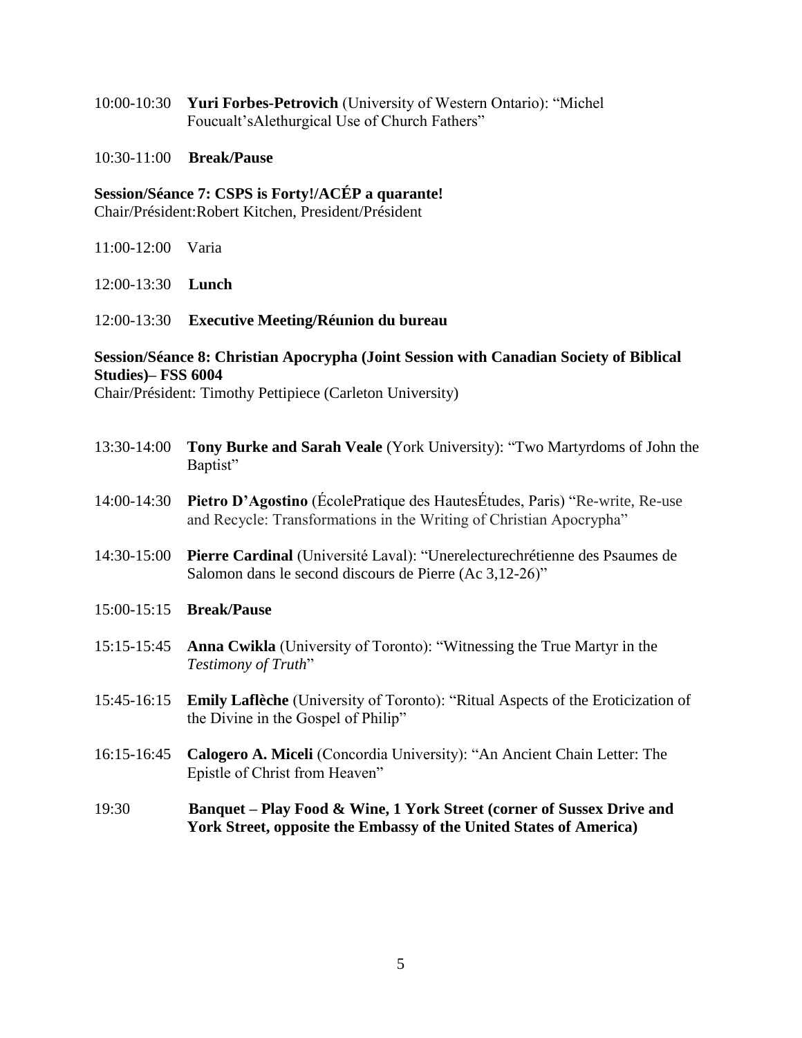10:00-10:30 **Yuri Forbes-Petrovich** (University of Western Ontario): "Michel Foucault'sAlethurgical Use of Church Fathers"

10:30-11:00 **Break/Pause**

**Session/Séance 7: CSPS is Forty!/ACÉP a quarante!**
Chair/Président:Robert Kitchen, President/Président

11:00-12:00 Varia

12:00-13:30 **Lunch**

12:00-13:30 **Executive Meeting/Réunion du bureau**

**Session/Séance 8: Christian Apocrypha (Joint Session with Canadian Society of Biblical Studies)– FSS 6004**
Chair/Président: Timothy Pettipiece (Carleton University)

13:30-14:00 **Tony Burke and Sarah Veale** (York University): "Two Martyrdoms of John the Baptist"

14:00-14:30 **Pietro D'Agostino** (ÉcolePratique des HautesÉtudes, Paris) "Re-write, Re-use and Recycle: Transformations in the Writing of Christian Apocrypha"

14:30-15:00 **Pierre Cardinal** (Université Laval): "Unerelecturechrétienne des Psaumes de Salomon dans le second discours de Pierre (Ac 3,12-26)"

15:00-15:15 **Break/Pause**

15:15-15:45 **Anna Cwikla** (University of Toronto): "Witnessing the True Martyr in the *Testimony of Truth*"

15:45-16:15 **Emily Laflèche** (University of Toronto): "Ritual Aspects of the Eroticization of the Divine in the Gospel of Philip"

16:15-16:45 **Calogero A. Miceli** (Concordia University): "An Ancient Chain Letter: The Epistle of Christ from Heaven"

19:30 **Banquet – Play Food & Wine, 1 York Street (corner of Sussex Drive and York Street, opposite the Embassy of the United States of America)**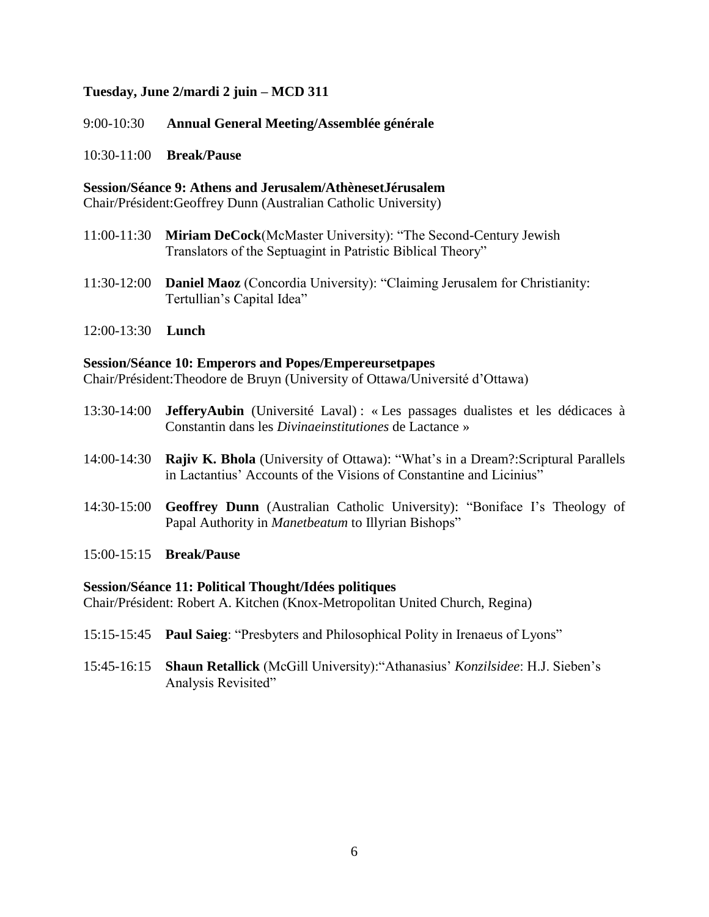**Tuesday, June 2/mardi 2 juin – MCD 311**

9:00-10:30 **Annual General Meeting/Assemblée générale**

10:30-11:00 **Break/Pause**

**Session/Séance 9: Athens and Jerusalem/AthènesetJérusalem**
Chair/Président:Geoffrey Dunn (Australian Catholic University)

11:00-11:30 **Miriam DeCock**(McMaster University): "The Second-Century Jewish Translators of the Septuagint in Patristic Biblical Theory"

11:30-12:00 **Daniel Maoz** (Concordia University): "Claiming Jerusalem for Christianity: Tertullian's Capital Idea"

12:00-13:30 **Lunch**

**Session/Séance 10: Emperors and Popes/Empereursetpapes**
Chair/Président:Theodore de Bruyn (University of Ottawa/Université d'Ottawa)

13:30-14:00 **JefferyAubin** (Université Laval) : « Les passages dualistes et les dédicaces à Constantin dans les *Divinaeinstitutiones* de Lactance »

14:00-14:30 **Rajiv K. Bhola** (University of Ottawa): "What's in a Dream?:Scriptural Parallels in Lactantius' Accounts of the Visions of Constantine and Licinius"

14:30-15:00 **Geoffrey Dunn** (Australian Catholic University): "Boniface I's Theology of Papal Authority in *Manetbeatum* to Illyrian Bishops"

15:00-15:15 **Break/Pause**

**Session/Séance 11: Political Thought/Idées politiques**
Chair/Président: Robert A. Kitchen (Knox-Metropolitan United Church, Regina)

15:15-15:45 **Paul Saieg**: "Presbyters and Philosophical Polity in Irenaeus of Lyons"

15:45-16:15 **Shaun Retallick** (McGill University):"Athanasius' *Konzilsidee*: H.J. Sieben's Analysis Revisited"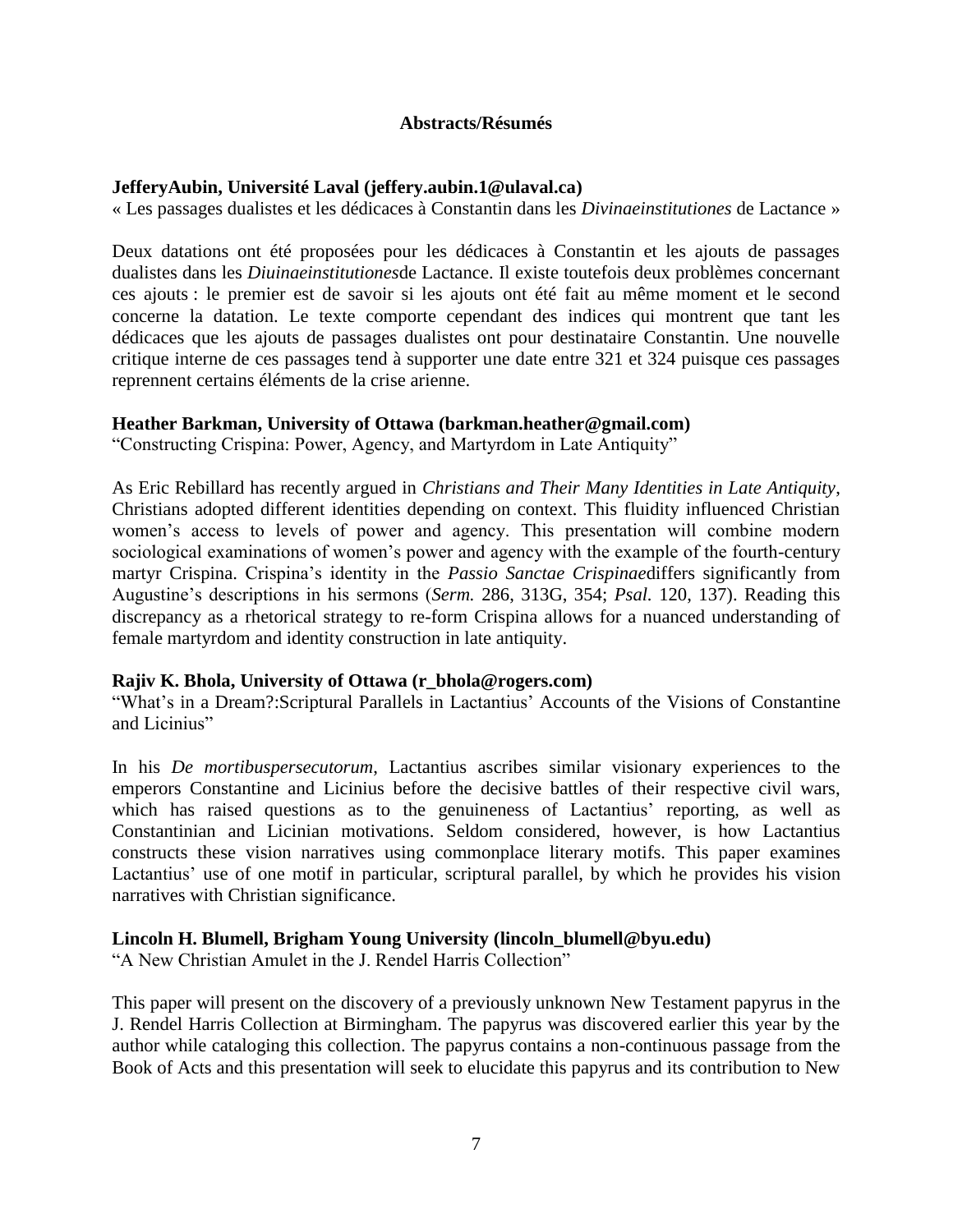**Abstracts/Résumés**

**JefferyAubin, Université Laval (jeffery.aubin.1@ulaval.ca)**
« Les passages dualistes et les dédicaces à Constantin dans les *Divinaeinstitutiones* de Lactance »

Deux datations ont été proposées pour les dédicaces à Constantin et les ajouts de passages dualistes dans les *Diuinaeinstitutiones*de Lactance. Il existe toutefois deux problèmes concernant ces ajouts : le premier est de savoir si les ajouts ont été fait au même moment et le second concerne la datation. Le texte comporte cependant des indices qui montrent que tant les dédicaces que les ajouts de passages dualistes ont pour destinataire Constantin. Une nouvelle critique interne de ces passages tend à supporter une date entre 321 et 324 puisque ces passages reprennent certains éléments de la crise arienne.

**Heather Barkman, University of Ottawa (barkman.heather@gmail.com)**
"Constructing Crispina: Power, Agency, and Martyrdom in Late Antiquity"

As Eric Rebillard has recently argued in *Christians and Their Many Identities in Late Antiquity*, Christians adopted different identities depending on context. This fluidity influenced Christian women's access to levels of power and agency. This presentation will combine modern sociological examinations of women's power and agency with the example of the fourth-century martyr Crispina. Crispina's identity in the *Passio Sanctae Crispinae*differs significantly from Augustine's descriptions in his sermons (*Serm.* 286, 313G, 354; *Psal.* 120, 137). Reading this discrepancy as a rhetorical strategy to re-form Crispina allows for a nuanced understanding of female martyrdom and identity construction in late antiquity.

**Rajiv K. Bhola, University of Ottawa (r_bhola@rogers.com)**
"What's in a Dream?:Scriptural Parallels in Lactantius' Accounts of the Visions of Constantine and Licinius"

In his *De mortibuspersecutorum*, Lactantius ascribes similar visionary experiences to the emperors Constantine and Licinius before the decisive battles of their respective civil wars, which has raised questions as to the genuineness of Lactantius' reporting, as well as Constantinian and Licinian motivations. Seldom considered, however, is how Lactantius constructs these vision narratives using commonplace literary motifs. This paper examines Lactantius' use of one motif in particular, scriptural parallel, by which he provides his vision narratives with Christian significance.

**Lincoln H. Blumell, Brigham Young University (lincoln_blumell@byu.edu)**
"A New Christian Amulet in the J. Rendel Harris Collection"

This paper will present on the discovery of a previously unknown New Testament papyrus in the J. Rendel Harris Collection at Birmingham. The papyrus was discovered earlier this year by the author while cataloging this collection. The papyrus contains a non-continuous passage from the Book of Acts and this presentation will seek to elucidate this papyrus and its contribution to New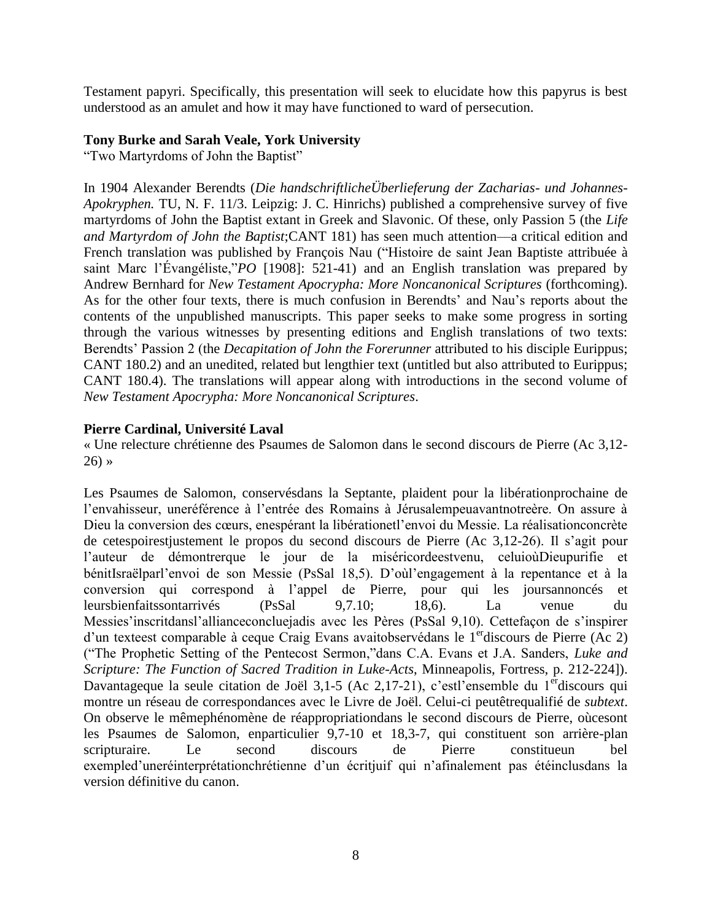Testament papyri. Specifically, this presentation will seek to elucidate how this papyrus is best understood as an amulet and how it may have functioned to ward of persecution.

**Tony Burke and Sarah Veale, York University**
"Two Martyrdoms of John the Baptist"

In 1904 Alexander Berendts (*Die handschriftlicheÜberlieferung der Zacharias- und Johannes-Apokryphen.* TU, N. F. 11/3. Leipzig: J. C. Hinrichs) published a comprehensive survey of five martyrdoms of John the Baptist extant in Greek and Slavonic. Of these, only Passion 5 (the *Life and Martyrdom of John the Baptist*;CANT 181) has seen much attention—a critical edition and French translation was published by François Nau ("Histoire de saint Jean Baptiste attribuée à saint Marc l'Évangéliste,"*PO* [1908]: 521-41) and an English translation was prepared by Andrew Bernhard for *New Testament Apocrypha: More Noncanonical Scriptures* (forthcoming). As for the other four texts, there is much confusion in Berendts' and Nau's reports about the contents of the unpublished manuscripts. This paper seeks to make some progress in sorting through the various witnesses by presenting editions and English translations of two texts: Berendts' Passion 2 (the *Decapitation of John the Forerunner* attributed to his disciple Eurippus; CANT 180.2) and an unedited, related but lengthier text (untitled but also attributed to Eurippus; CANT 180.4). The translations will appear along with introductions in the second volume of *New Testament Apocrypha: More Noncanonical Scriptures*.

**Pierre Cardinal, Université Laval**
« Une relecture chrétienne des Psaumes de Salomon dans le second discours de Pierre (Ac 3,12-26) »

Les Psaumes de Salomon, conservésdans la Septante, plaident pour la libérationprochaine de l'envahisseur, uneréférence à l'entrée des Romains à Jérusalempeuavantnotreère. On assure à Dieu la conversion des cœurs, enespérant la libérationetl'envoi du Messie. La réalisationconcrète de cetespoirestjustement le propos du second discours de Pierre (Ac 3,12-26). Il s'agit pour l'auteur de démontrerque le jour de la miséricordeestvenu, celuioùDieupurifie et bénitIsraëlparl'envoi de son Messie (PsSal 18,5). D'oùl'engagement à la repentance et à la conversion qui correspond à l'appel de Pierre, pour qui les joursannoncés et leursbienfaitssontarrivés (PsSal 9,7.10; 18,6). La venue du Messies'inscritdansl'allianceconcluejadis avec les Pères (PsSal 9,10). Cettefaçon de s'inspirer d'un texteest comparable à ceque Craig Evans avaitobservédans le 1[er]discours de Pierre (Ac 2) ("The Prophetic Setting of the Pentecost Sermon,"dans C.A. Evans et J.A. Sanders, *Luke and Scripture: The Function of Sacred Tradition in Luke-Acts*, Minneapolis, Fortress, p. 212-224]). Davantageque la seule citation de Joël 3,1-5 (Ac 2,17-21), c'estl'ensemble du 1[er]discours qui montre un réseau de correspondances avec le Livre de Joël. Celui-ci peutêtrequalifié de *subtext*. On observe le mêmephénomène de réappropriationdans le second discours de Pierre, oùcesont les Psaumes de Salomon, enparticulier 9,7-10 et 18,3-7, qui constituent son arrière-plan scripturaire. Le second discours de Pierre constitueun bel exempled'uneréinterprétationchrétienne d'un écritjuif qui n'afinalement pas étéinclusdans la version définitive du canon.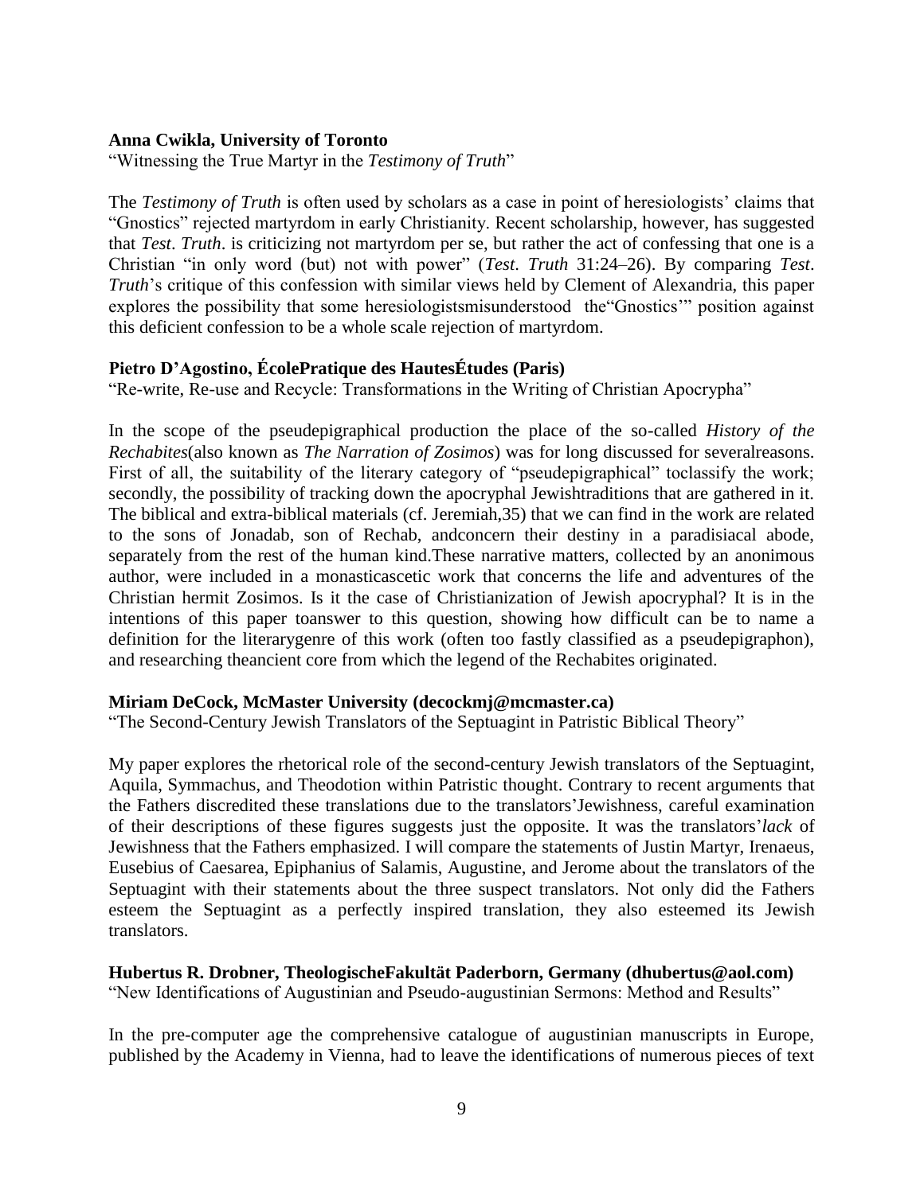**Anna Cwikla, University of Toronto**

"Witnessing the True Martyr in the *Testimony of Truth*"

The *Testimony of Truth* is often used by scholars as a case in point of heresiologists' claims that "Gnostics" rejected martyrdom in early Christianity. Recent scholarship, however, has suggested that *Test*. *Truth*. is criticizing not martyrdom per se, but rather the act of confessing that one is a Christian "in only word (but) not with power" (*Test. Truth* 31:24–26). By comparing *Test*. *Truth*'s critique of this confession with similar views held by Clement of Alexandria, this paper explores the possibility that some heresiologistsmisunderstood the"Gnostics'" position against this deficient confession to be a whole scale rejection of martyrdom.

**Pietro D'Agostino, ÉcolePratique des HautesÉtudes (Paris)**

"Re-write, Re-use and Recycle: Transformations in the Writing of Christian Apocrypha"

In the scope of the pseudepigraphical production the place of the so-called *History of the Rechabites*(also known as *The Narration of Zosimos*) was for long discussed for severalreasons. First of all, the suitability of the literary category of "pseudepigraphical" toclassify the work; secondly, the possibility of tracking down the apocryphal Jewishtraditions that are gathered in it. The biblical and extra-biblical materials (cf. Jeremiah,35) that we can find in the work are related to the sons of Jonadab, son of Rechab, andconcern their destiny in a paradisiacal abode, separately from the rest of the human kind.These narrative matters, collected by an anonimous author, were included in a monasticascetic work that concerns the life and adventures of the Christian hermit Zosimos. Is it the case of Christianization of Jewish apocryphal? It is in the intentions of this paper toanswer to this question, showing how difficult can be to name a definition for the literarygenre of this work (often too fastly classified as a pseudepigraphon), and researching theancient core from which the legend of the Rechabites originated.

**Miriam DeCock, McMaster University (decockmj@mcmaster.ca)**

"The Second-Century Jewish Translators of the Septuagint in Patristic Biblical Theory"

My paper explores the rhetorical role of the second-century Jewish translators of the Septuagint, Aquila, Symmachus, and Theodotion within Patristic thought. Contrary to recent arguments that the Fathers discredited these translations due to the translators'Jewishness, careful examination of their descriptions of these figures suggests just the opposite. It was the translators'*lack* of Jewishness that the Fathers emphasized. I will compare the statements of Justin Martyr, Irenaeus, Eusebius of Caesarea, Epiphanius of Salamis, Augustine, and Jerome about the translators of the Septuagint with their statements about the three suspect translators. Not only did the Fathers esteem the Septuagint as a perfectly inspired translation, they also esteemed its Jewish translators.

**Hubertus R. Drobner, TheologischeFakultät Paderborn, Germany (dhubertus@aol.com)**

"New Identifications of Augustinian and Pseudo-augustinian Sermons: Method and Results"

In the pre-computer age the comprehensive catalogue of augustinian manuscripts in Europe, published by the Academy in Vienna, had to leave the identifications of numerous pieces of text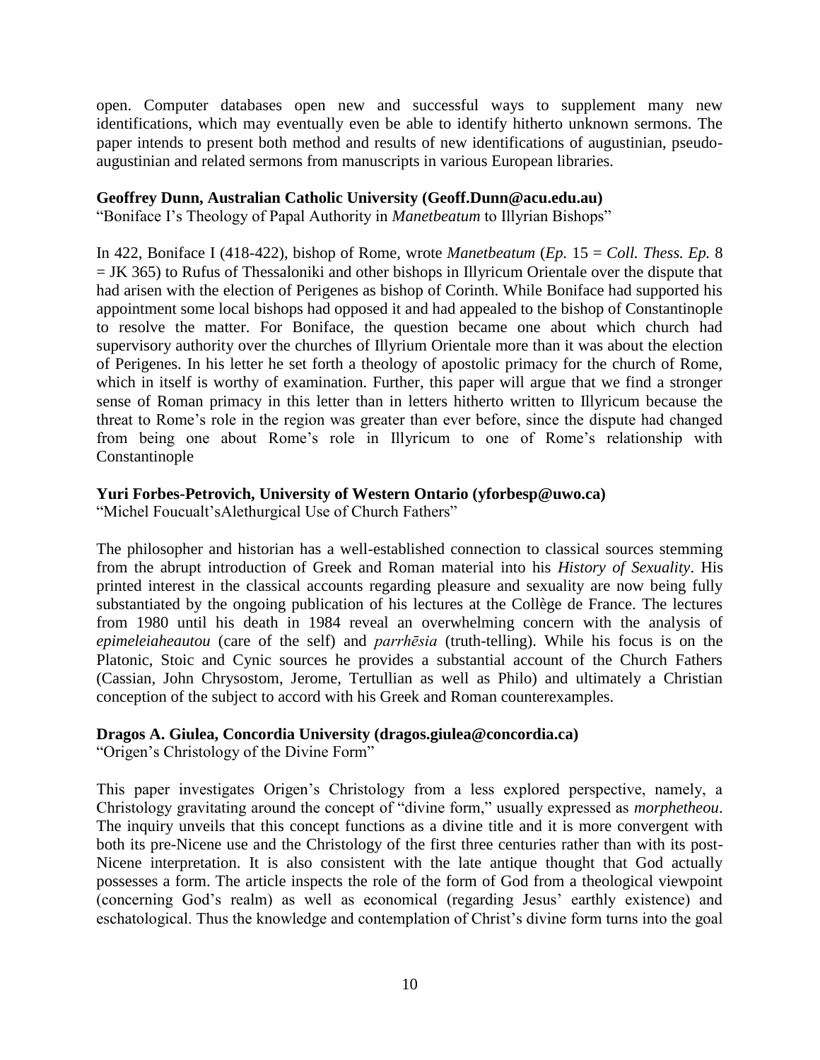open. Computer databases open new and successful ways to supplement many new identifications, which may eventually even be able to identify hitherto unknown sermons. The paper intends to present both method and results of new identifications of augustinian, pseudo-augustinian and related sermons from manuscripts in various European libraries.

**Geoffrey Dunn, Australian Catholic University (Geoff.Dunn@acu.edu.au)**
"Boniface I's Theology of Papal Authority in *Manetbeatum* to Illyrian Bishops"

In 422, Boniface I (418-422), bishop of Rome, wrote *Manetbeatum* (*Ep.* 15 = *Coll. Thess. Ep.* 8 = JK 365) to Rufus of Thessaloniki and other bishops in Illyricum Orientale over the dispute that had arisen with the election of Perigenes as bishop of Corinth. While Boniface had supported his appointment some local bishops had opposed it and had appealed to the bishop of Constantinople to resolve the matter. For Boniface, the question became one about which church had supervisory authority over the churches of Illyrium Orientale more than it was about the election of Perigenes. In his letter he set forth a theology of apostolic primacy for the church of Rome, which in itself is worthy of examination. Further, this paper will argue that we find a stronger sense of Roman primacy in this letter than in letters hitherto written to Illyricum because the threat to Rome's role in the region was greater than ever before, since the dispute had changed from being one about Rome's role in Illyricum to one of Rome's relationship with Constantinople

**Yuri Forbes-Petrovich, University of Western Ontario (yforbesp@uwo.ca)**
"Michel Foucault'sAlethurgical Use of Church Fathers"

The philosopher and historian has a well-established connection to classical sources stemming from the abrupt introduction of Greek and Roman material into his *History of Sexuality*. His printed interest in the classical accounts regarding pleasure and sexuality are now being fully substantiated by the ongoing publication of his lectures at the Collège de France. The lectures from 1980 until his death in 1984 reveal an overwhelming concern with the analysis of *epimeleiaheautou* (care of the self) and *parrhēsia* (truth-telling). While his focus is on the Platonic, Stoic and Cynic sources he provides a substantial account of the Church Fathers (Cassian, John Chrysostom, Jerome, Tertullian as well as Philo) and ultimately a Christian conception of the subject to accord with his Greek and Roman counterexamples.

**Dragos A. Giulea, Concordia University (dragos.giulea@concordia.ca)**
"Origen's Christology of the Divine Form"

This paper investigates Origen's Christology from a less explored perspective, namely, a Christology gravitating around the concept of "divine form," usually expressed as *morphetheou*. The inquiry unveils that this concept functions as a divine title and it is more convergent with both its pre-Nicene use and the Christology of the first three centuries rather than with its post-Nicene interpretation. It is also consistent with the late antique thought that God actually possesses a form. The article inspects the role of the form of God from a theological viewpoint (concerning God's realm) as well as economical (regarding Jesus' earthly existence) and eschatological. Thus the knowledge and contemplation of Christ's divine form turns into the goal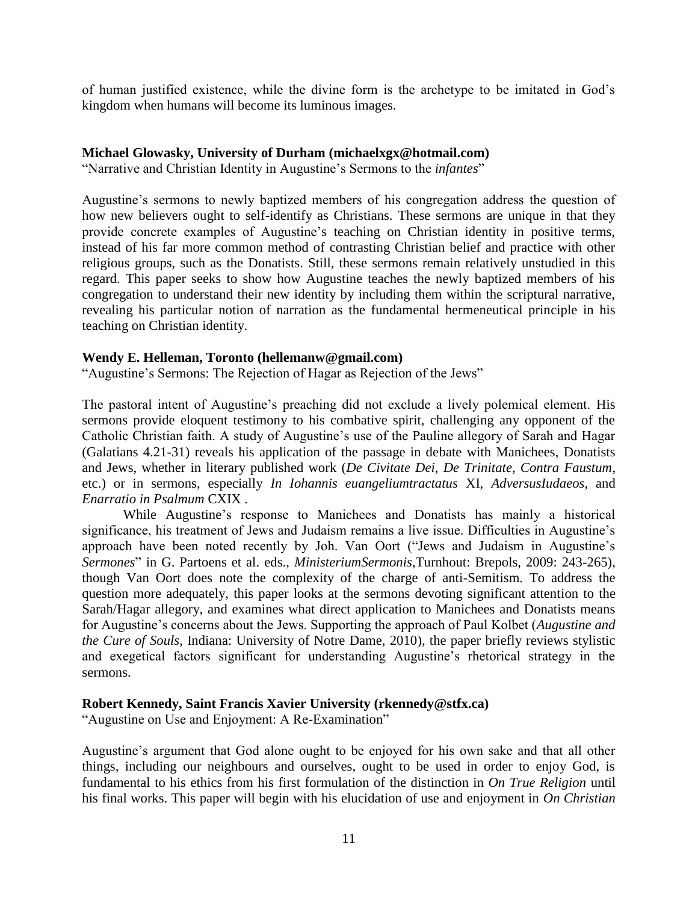of human justified existence, while the divine form is the archetype to be imitated in God's kingdom when humans will become its luminous images.

**Michael Glowasky, University of Durham (michaelxgx@hotmail.com)**
"Narrative and Christian Identity in Augustine's Sermons to the *infantes*"

Augustine's sermons to newly baptized members of his congregation address the question of how new believers ought to self-identify as Christians. These sermons are unique in that they provide concrete examples of Augustine's teaching on Christian identity in positive terms, instead of his far more common method of contrasting Christian belief and practice with other religious groups, such as the Donatists. Still, these sermons remain relatively unstudied in this regard. This paper seeks to show how Augustine teaches the newly baptized members of his congregation to understand their new identity by including them within the scriptural narrative, revealing his particular notion of narration as the fundamental hermeneutical principle in his teaching on Christian identity.

**Wendy E. Helleman, Toronto (hellemanw@gmail.com)**
"Augustine's Sermons: The Rejection of Hagar as Rejection of the Jews"

The pastoral intent of Augustine's preaching did not exclude a lively polemical element. His sermons provide eloquent testimony to his combative spirit, challenging any opponent of the Catholic Christian faith. A study of Augustine's use of the Pauline allegory of Sarah and Hagar (Galatians 4.21-31) reveals his application of the passage in debate with Manichees, Donatists and Jews, whether in literary published work (*De Civitate Dei*, *De Trinitate*, *Contra Faustum*, etc.) or in sermons, especially *In Iohannis euangeliumtractatus* XI, *AdversusIudaeos*, and *Enarratio in Psalmum* CXIX .

While Augustine's response to Manichees and Donatists has mainly a historical significance, his treatment of Jews and Judaism remains a live issue. Difficulties in Augustine's approach have been noted recently by Joh. Van Oort ("Jews and Judaism in Augustine's *Sermones*" in G. Partoens et al. eds., *MinisteriumSermonis*,Turnhout: Brepols, 2009: 243-265), though Van Oort does note the complexity of the charge of anti-Semitism. To address the question more adequately, this paper looks at the sermons devoting significant attention to the Sarah/Hagar allegory, and examines what direct application to Manichees and Donatists means for Augustine's concerns about the Jews. Supporting the approach of Paul Kolbet (*Augustine and the Cure of Souls*, Indiana: University of Notre Dame, 2010), the paper briefly reviews stylistic and exegetical factors significant for understanding Augustine's rhetorical strategy in the sermons.

**Robert Kennedy, Saint Francis Xavier University (rkennedy@stfx.ca)**
"Augustine on Use and Enjoyment: A Re-Examination"

Augustine's argument that God alone ought to be enjoyed for his own sake and that all other things, including our neighbours and ourselves, ought to be used in order to enjoy God, is fundamental to his ethics from his first formulation of the distinction in *On True Religion* until his final works. This paper will begin with his elucidation of use and enjoyment in *On Christian*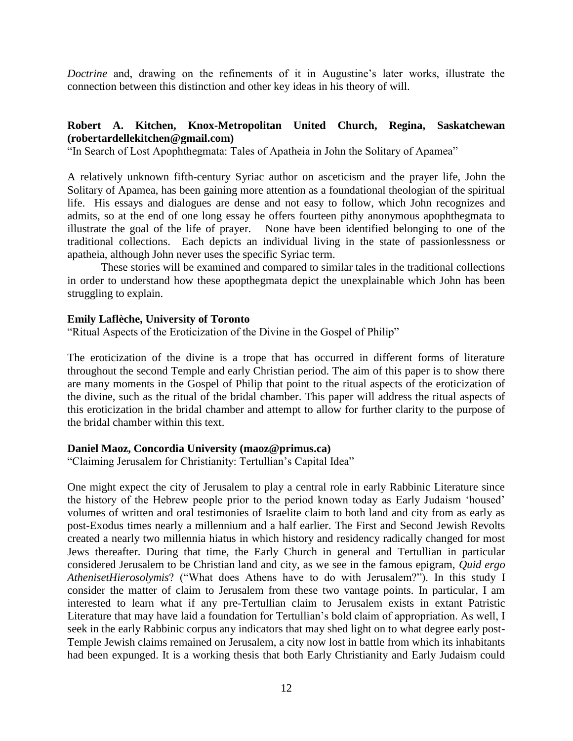*Doctrine* and, drawing on the refinements of it in Augustine's later works, illustrate the connection between this distinction and other key ideas in his theory of will.

**Robert A. Kitchen, Knox-Metropolitan United Church, Regina, Saskatchewan (robertardellekitchen@gmail.com)**

"In Search of Lost Apophthegmata: Tales of Apatheia in John the Solitary of Apamea"

A relatively unknown fifth-century Syriac author on asceticism and the prayer life, John the Solitary of Apamea, has been gaining more attention as a foundational theologian of the spiritual life. His essays and dialogues are dense and not easy to follow, which John recognizes and admits, so at the end of one long essay he offers fourteen pithy anonymous apophthegmata to illustrate the goal of the life of prayer. None have been identified belonging to one of the traditional collections. Each depicts an individual living in the state of passionlessness or apatheia, although John never uses the specific Syriac term.

These stories will be examined and compared to similar tales in the traditional collections in order to understand how these apopthegmata depict the unexplainable which John has been struggling to explain.

**Emily Laflèche, University of Toronto**

"Ritual Aspects of the Eroticization of the Divine in the Gospel of Philip"

The eroticization of the divine is a trope that has occurred in different forms of literature throughout the second Temple and early Christian period. The aim of this paper is to show there are many moments in the Gospel of Philip that point to the ritual aspects of the eroticization of the divine, such as the ritual of the bridal chamber. This paper will address the ritual aspects of this eroticization in the bridal chamber and attempt to allow for further clarity to the purpose of the bridal chamber within this text.

**Daniel Maoz, Concordia University (maoz@primus.ca)**

"Claiming Jerusalem for Christianity: Tertullian's Capital Idea"

One might expect the city of Jerusalem to play a central role in early Rabbinic Literature since the history of the Hebrew people prior to the period known today as Early Judaism 'housed' volumes of written and oral testimonies of Israelite claim to both land and city from as early as post-Exodus times nearly a millennium and a half earlier. The First and Second Jewish Revolts created a nearly two millennia hiatus in which history and residency radically changed for most Jews thereafter. During that time, the Early Church in general and Tertullian in particular considered Jerusalem to be Christian land and city, as we see in the famous epigram, *Quid ergo AthenisetHierosolymis*? ("What does Athens have to do with Jerusalem?"). In this study I consider the matter of claim to Jerusalem from these two vantage points. In particular, I am interested to learn what if any pre-Tertullian claim to Jerusalem exists in extant Patristic Literature that may have laid a foundation for Tertullian's bold claim of appropriation. As well, I seek in the early Rabbinic corpus any indicators that may shed light on to what degree early post-Temple Jewish claims remained on Jerusalem, a city now lost in battle from which its inhabitants had been expunged. It is a working thesis that both Early Christianity and Early Judaism could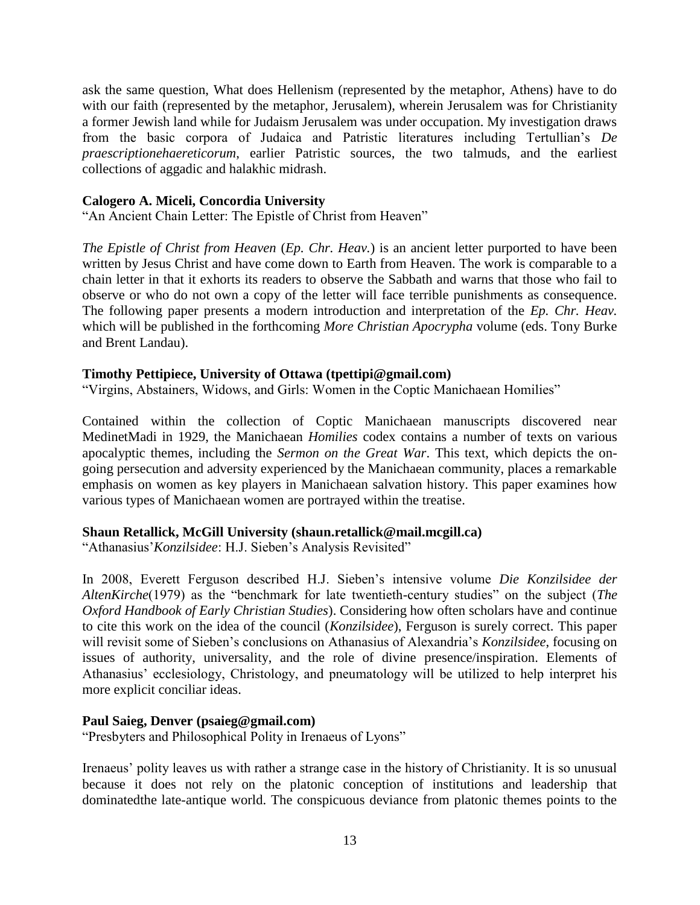ask the same question, What does Hellenism (represented by the metaphor, Athens) have to do with our faith (represented by the metaphor, Jerusalem), wherein Jerusalem was for Christianity a former Jewish land while for Judaism Jerusalem was under occupation. My investigation draws from the basic corpora of Judaica and Patristic literatures including Tertullian's *De praescriptionehaereticorum*, earlier Patristic sources, the two talmuds, and the earliest collections of aggadic and halakhic midrash.

**Calogero A. Miceli, Concordia University**
"An Ancient Chain Letter: The Epistle of Christ from Heaven"

*The Epistle of Christ from Heaven* (*Ep. Chr. Heav.*) is an ancient letter purported to have been written by Jesus Christ and have come down to Earth from Heaven. The work is comparable to a chain letter in that it exhorts its readers to observe the Sabbath and warns that those who fail to observe or who do not own a copy of the letter will face terrible punishments as consequence. The following paper presents a modern introduction and interpretation of the *Ep. Chr. Heav.* which will be published in the forthcoming *More Christian Apocrypha* volume (eds. Tony Burke and Brent Landau).

**Timothy Pettipiece, University of Ottawa (tpettipi@gmail.com)**
"Virgins, Abstainers, Widows, and Girls: Women in the Coptic Manichaean Homilies"

Contained within the collection of Coptic Manichaean manuscripts discovered near MedinetMadi in 1929, the Manichaean *Homilies* codex contains a number of texts on various apocalyptic themes, including the *Sermon on the Great War*. This text, which depicts the on-going persecution and adversity experienced by the Manichaean community, places a remarkable emphasis on women as key players in Manichaean salvation history. This paper examines how various types of Manichaean women are portrayed within the treatise.

**Shaun Retallick, McGill University (shaun.retallick@mail.mcgill.ca)**
"Athanasius'*Konzilsidee*: H.J. Sieben's Analysis Revisited"

In 2008, Everett Ferguson described H.J. Sieben's intensive volume *Die Konzilsidee der AltenKirche*(1979) as the "benchmark for late twentieth-century studies" on the subject (*The Oxford Handbook of Early Christian Studies*). Considering how often scholars have and continue to cite this work on the idea of the council (*Konzilsidee*), Ferguson is surely correct. This paper will revisit some of Sieben's conclusions on Athanasius of Alexandria's *Konzilsidee*, focusing on issues of authority, universality, and the role of divine presence/inspiration. Elements of Athanasius' ecclesiology, Christology, and pneumatology will be utilized to help interpret his more explicit conciliar ideas.

**Paul Saieg, Denver (psaieg@gmail.com)**
"Presbyters and Philosophical Polity in Irenaeus of Lyons"

Irenaeus' polity leaves us with rather a strange case in the history of Christianity. It is so unusual because it does not rely on the platonic conception of institutions and leadership that dominatedthe late-antique world. The conspicuous deviance from platonic themes points to the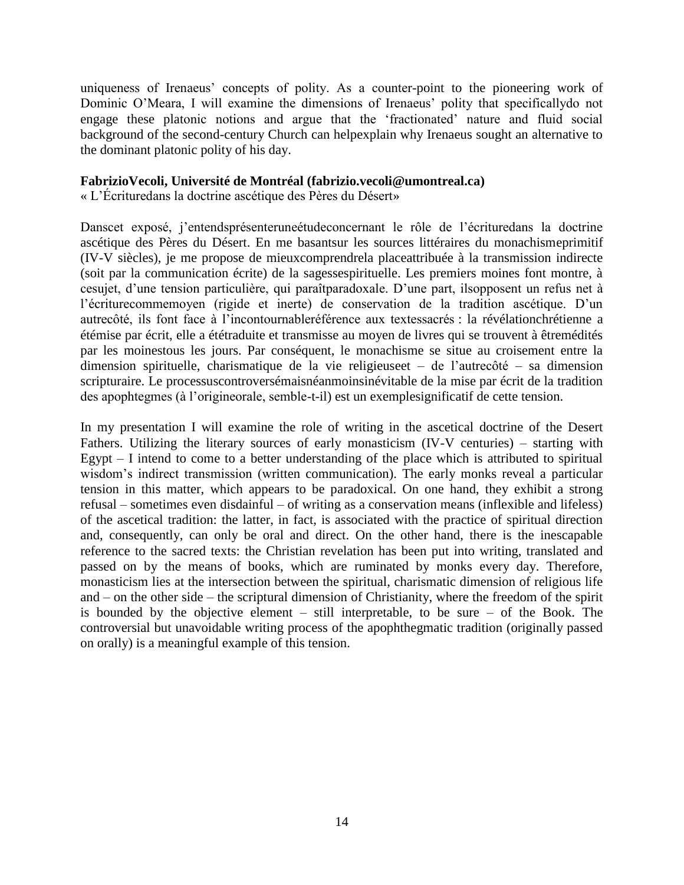uniqueness of Irenaeus' concepts of polity. As a counter-point to the pioneering work of Dominic O'Meara, I will examine the dimensions of Irenaeus' polity that specificallydo not engage these platonic notions and argue that the 'fractionated' nature and fluid social background of the second-century Church can helpexplain why Irenaeus sought an alternative to the dominant platonic polity of his day.

**FabrizioVecoli, Université de Montréal (fabrizio.vecoli@umontreal.ca)**
« L'Écrituredans la doctrine ascétique des Pères du Désert»

Danscet exposé, j'entendsprésenteruneétudeconcernant le rôle de l'écrituredans la doctrine ascétique des Pères du Désert. En me basantsur les sources littéraires du monachismeprimitif (IV-V siècles), je me propose de mieuxcomprendrela placeattribuée à la transmission indirecte (soit par la communication écrite) de la sagessespirituelle. Les premiers moines font montre, à cesujet, d'une tension particulière, qui paraîtparadoxale. D'une part, ilsopposent un refus net à l'écriturecommemoyen (rigide et inerte) de conservation de la tradition ascétique. D'un autrecôté, ils font face à l'incontournableréférence aux textessacrés : la révélationchrétienne a étémise par écrit, elle aététraduite et transmisse au moyen de livres qui se trouvent à êtremédités par les moinestous les jours. Par conséquent, le monachisme se situe au croisement entre la dimension spirituelle, charismatique de la vie religieuseet – de l'autrecôté – sa dimension scripturaire. Le processuscontroverséмaisnéanmoinsinévitable de la mise par écrit de la tradition des apophtegmes (à l'origineorale, semble-t-il) est un exemplesignificatif de cette tension.

In my presentation I will examine the role of writing in the ascetical doctrine of the Desert Fathers. Utilizing the literary sources of early monasticism (IV-V centuries) – starting with Egypt – I intend to come to a better understanding of the place which is attributed to spiritual wisdom's indirect transmission (written communication). The early monks reveal a particular tension in this matter, which appears to be paradoxical. On one hand, they exhibit a strong refusal – sometimes even disdainful – of writing as a conservation means (inflexible and lifeless) of the ascetical tradition: the latter, in fact, is associated with the practice of spiritual direction and, consequently, can only be oral and direct. On the other hand, there is the inescapable reference to the sacred texts: the Christian revelation has been put into writing, translated and passed on by the means of books, which are ruminated by monks every day. Therefore, monasticism lies at the intersection between the spiritual, charismatic dimension of religious life and – on the other side – the scriptural dimension of Christianity, where the freedom of the spirit is bounded by the objective element – still interpretable, to be sure – of the Book. The controversial but unavoidable writing process of the apophthegmatic tradition (originally passed on orally) is a meaningful example of this tension.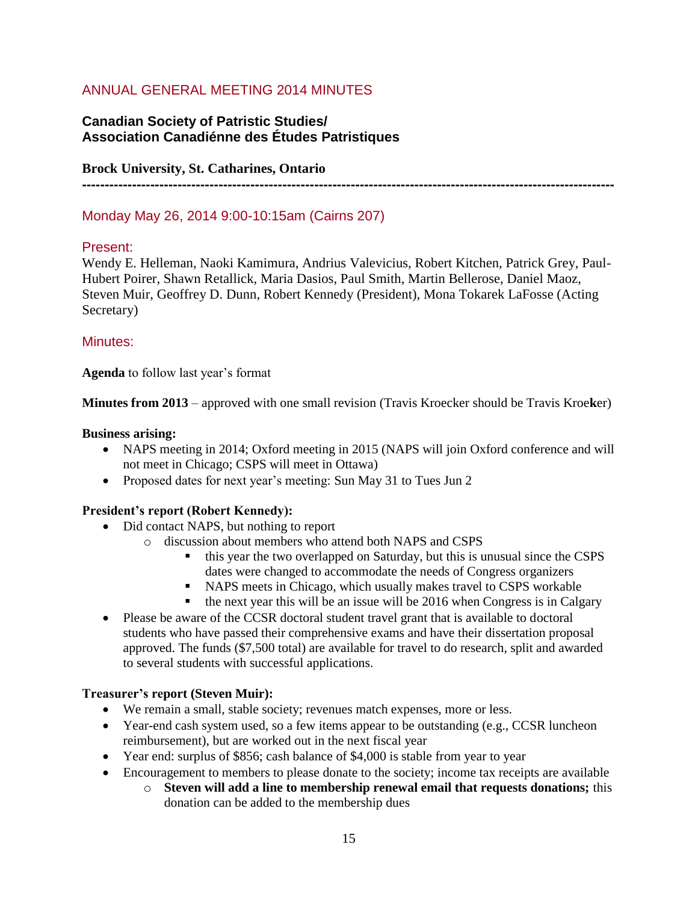## ANNUAL GENERAL MEETING 2014 MINUTES

### Canadian Society of Patristic Studies/ Association Canadiénne des Études Patristiques

**Brock University, St. Catharines, Ontario**

---

### Monday May 26, 2014 9:00-10:15am (Cairns 207)

### Present:

Wendy E. Helleman, Naoki Kamimura, Andrius Valevicius, Robert Kitchen, Patrick Grey, Paul-Hubert Poirer, Shawn Retallick, Maria Dasios, Paul Smith, Martin Bellerose, Daniel Maoz, Steven Muir, Geoffrey D. Dunn, Robert Kennedy (President), Mona Tokarek LaFosse (Acting Secretary)

### Minutes:

**Agenda** to follow last year's format

**Minutes from 2013** – approved with one small revision (Travis Kroecker should be Travis Kroe**k**er)

**Business arising:**

- NAPS meeting in 2014; Oxford meeting in 2015 (NAPS will join Oxford conference and will not meet in Chicago; CSPS will meet in Ottawa)
- Proposed dates for next year's meeting: Sun May 31 to Tues Jun 2

**President's report (Robert Kennedy):**

- Did contact NAPS, but nothing to report
  - discussion about members who attend both NAPS and CSPS
    - this year the two overlapped on Saturday, but this is unusual since the CSPS dates were changed to accommodate the needs of Congress organizers
    - NAPS meets in Chicago, which usually makes travel to CSPS workable
    - the next year this will be an issue will be 2016 when Congress is in Calgary
- Please be aware of the CCSR doctoral student travel grant that is available to doctoral students who have passed their comprehensive exams and have their dissertation proposal approved. The funds ($7,500 total) are available for travel to do research, split and awarded to several students with successful applications.

**Treasurer's report (Steven Muir):**

- We remain a small, stable society; revenues match expenses, more or less.
- Year-end cash system used, so a few items appear to be outstanding (e.g., CCSR luncheon reimbursement), but are worked out in the next fiscal year
- Year end: surplus of $856; cash balance of $4,000 is stable from year to year
- Encouragement to members to please donate to the society; income tax receipts are available
  - **Steven will add a line to membership renewal email that requests donations;** this donation can be added to the membership dues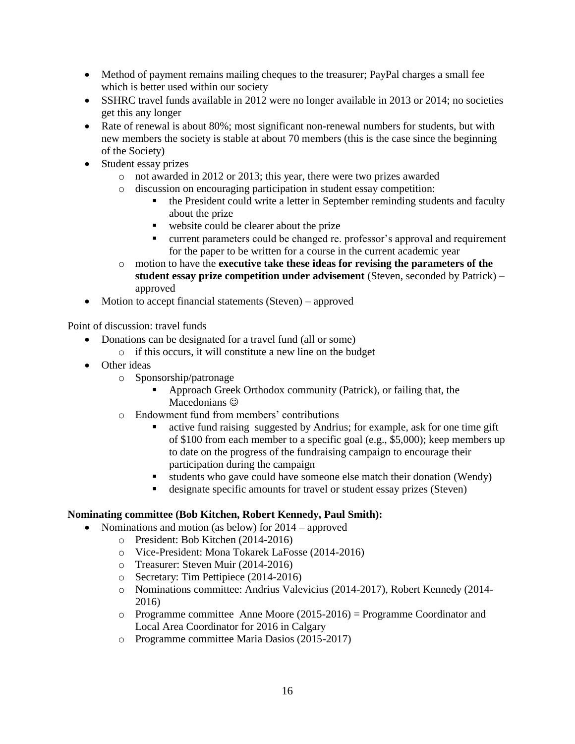- Method of payment remains mailing cheques to the treasurer; PayPal charges a small fee which is better used within our society
- SSHRC travel funds available in 2012 were no longer available in 2013 or 2014; no societies get this any longer
- Rate of renewal is about 80%; most significant non-renewal numbers for students, but with new members the society is stable at about 70 members (this is the case since the beginning of the Society)
- Student essay prizes
    - not awarded in 2012 or 2013; this year, there were two prizes awarded
    - discussion on encouraging participation in student essay competition:
        - the President could write a letter in September reminding students and faculty about the prize
        - website could be clearer about the prize
        - current parameters could be changed re. professor's approval and requirement for the paper to be written for a course in the current academic year
    - motion to have the **executive take these ideas for revising the parameters of the student essay prize competition under advisement** (Steven, seconded by Patrick) – approved
- Motion to accept financial statements (Steven) – approved

Point of discussion: travel funds

- Donations can be designated for a travel fund (all or some)
    - if this occurs, it will constitute a new line on the budget
- Other ideas
    - Sponsorship/patronage
        - Approach Greek Orthodox community (Patrick), or failing that, the Macedonians ☺
    - Endowment fund from members' contributions
        - active fund raising suggested by Andrius; for example, ask for one time gift of $100 from each member to a specific goal (e.g., $5,000); keep members up to date on the progress of the fundraising campaign to encourage their participation during the campaign
        - students who gave could have someone else match their donation (Wendy)
        - designate specific amounts for travel or student essay prizes (Steven)

**Nominating committee (Bob Kitchen, Robert Kennedy, Paul Smith):**

- Nominations and motion (as below) for 2014 – approved
    - President: Bob Kitchen (2014-2016)
    - Vice-President: Mona Tokarek LaFosse (2014-2016)
    - Treasurer: Steven Muir (2014-2016)
    - Secretary: Tim Pettipiece (2014-2016)
    - Nominations committee: Andrius Valevicius (2014-2017), Robert Kennedy (2014-2016)
    - Programme committee Anne Moore (2015-2016) = Programme Coordinator and Local Area Coordinator for 2016 in Calgary
    - Programme committee Maria Dasios (2015-2017)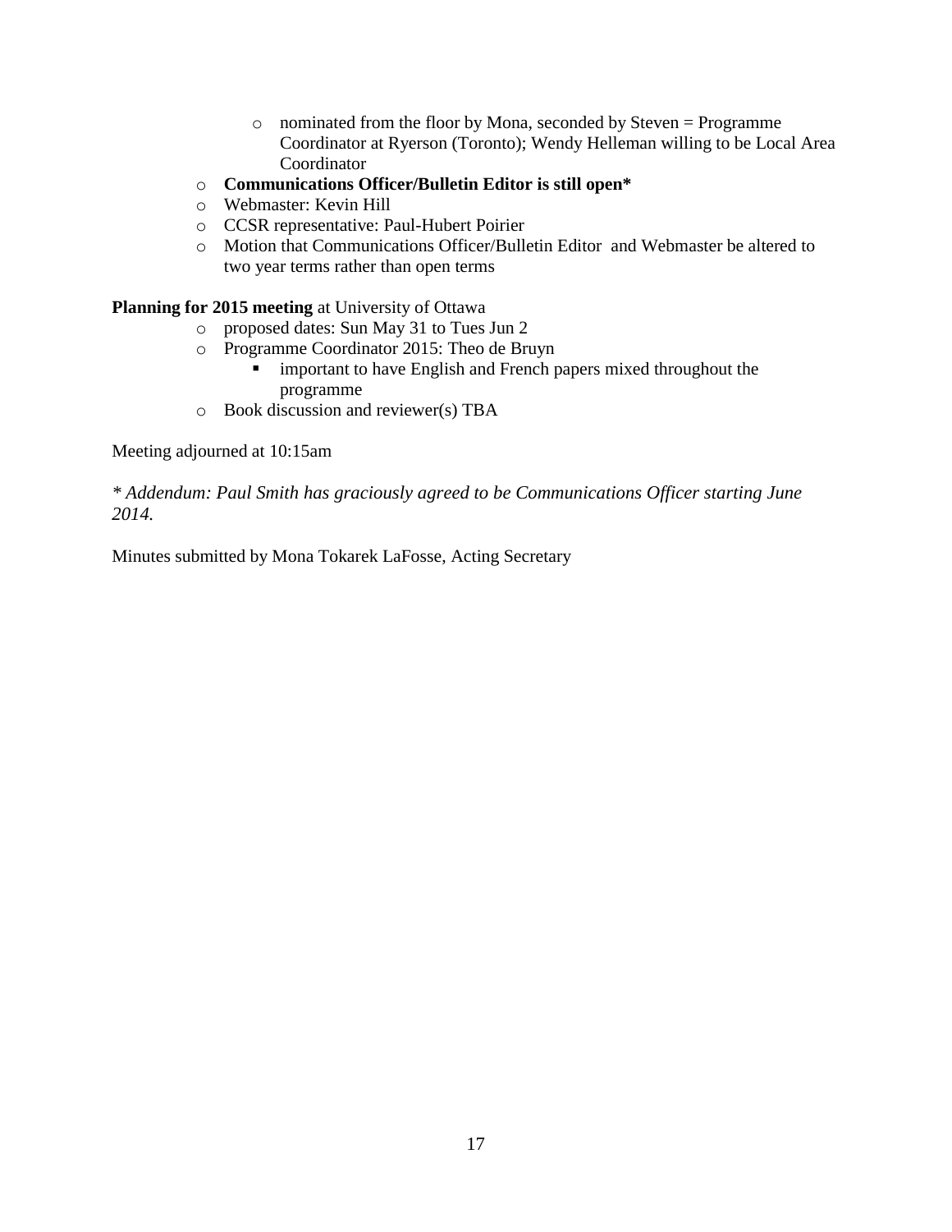- nominated from the floor by Mona, seconded by Steven = Programme Coordinator at Ryerson (Toronto); Wendy Helleman willing to be Local Area Coordinator
- **Communications Officer/Bulletin Editor is still open***
- Webmaster: Kevin Hill
- CCSR representative: Paul-Hubert Poirier
- Motion that Communications Officer/Bulletin Editor and Webmaster be altered to two year terms rather than open terms

**Planning for 2015 meeting** at University of Ottawa

- proposed dates: Sun May 31 to Tues Jun 2
- Programme Coordinator 2015: Theo de Bruyn
    - important to have English and French papers mixed throughout the programme
- Book discussion and reviewer(s) TBA

Meeting adjourned at 10:15am

*\* Addendum: Paul Smith has graciously agreed to be Communications Officer starting June 2014.*

Minutes submitted by Mona Tokarek LaFosse, Acting Secretary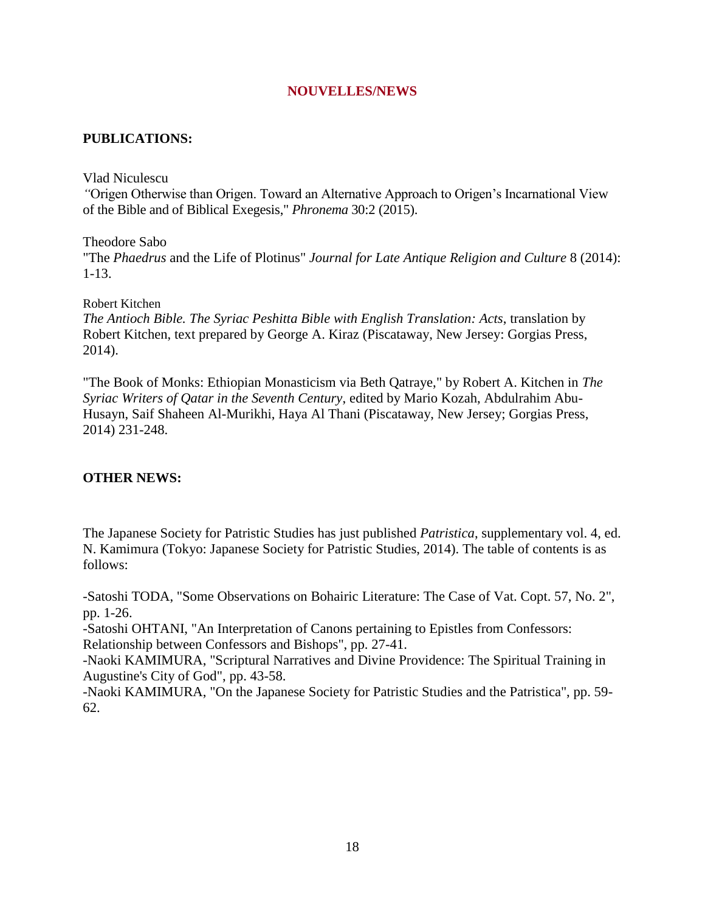## NOUVELLES/NEWS

### PUBLICATIONS:

Vlad Niculescu
"Origen Otherwise than Origen. Toward an Alternative Approach to Origen's Incarnational View of the Bible and of Biblical Exegesis," *Phronema* 30:2 (2015).

Theodore Sabo
"The *Phaedrus* and the Life of Plotinus" *Journal for Late Antique Religion and Culture* 8 (2014): 1-13.

Robert Kitchen
*The Antioch Bible. The Syriac Peshitta Bible with English Translation: Acts*, translation by Robert Kitchen, text prepared by George A. Kiraz (Piscataway, New Jersey: Gorgias Press, 2014).

"The Book of Monks: Ethiopian Monasticism via Beth Qatraye," by Robert A. Kitchen in *The Syriac Writers of Qatar in the Seventh Century*, edited by Mario Kozah, Abdulrahim Abu-Husayn, Saif Shaheen Al-Murikhi, Haya Al Thani (Piscataway, New Jersey; Gorgias Press, 2014) 231-248.

### OTHER NEWS:

The Japanese Society for Patristic Studies has just published *Patristica*, supplementary vol. 4, ed. N. Kamimura (Tokyo: Japanese Society for Patristic Studies, 2014). The table of contents is as follows:

-Satoshi TODA, "Some Observations on Bohairic Literature: The Case of Vat. Copt. 57, No. 2", pp. 1-26.
-Satoshi OHTANI, "An Interpretation of Canons pertaining to Epistles from Confessors: Relationship between Confessors and Bishops", pp. 27-41.
-Naoki KAMIMURA, "Scriptural Narratives and Divine Providence: The Spiritual Training in Augustine's City of God", pp. 43-58.
-Naoki KAMIMURA, "On the Japanese Society for Patristic Studies and the Patristica", pp. 59-62.